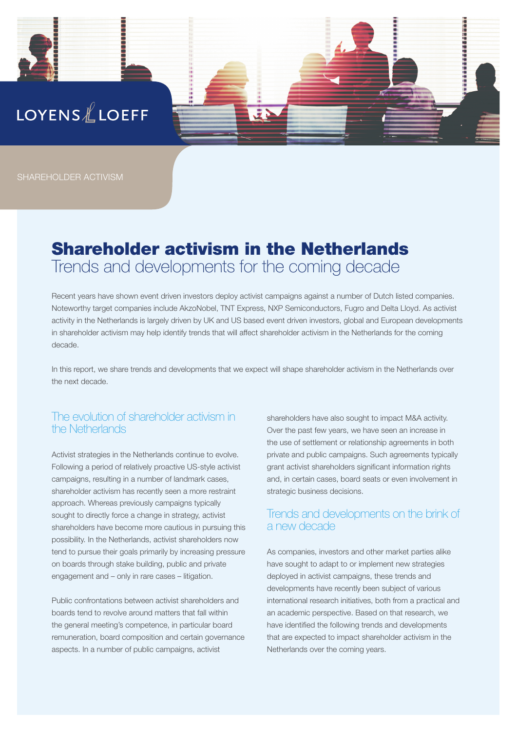LOYENS & LOEFF

SHAREHOLDER ACTIVISM

# Shareholder activism in the Netherlands

## Trends and developments for the coming decade

Recent years have shown event driven investors deploy activist campaigns against a number of Dutch listed companies. Noteworthy target companies include AkzoNobel, TNT Express, NXP Semiconductors, Fugro and Delta Lloyd. As activist activity in the Netherlands is largely driven by UK and US based event driven investors, global and European developments in shareholder activism may help identify trends that will affect shareholder activism in the Netherlands for the coming decade.

In this report, we share trends and developments that we expect will shape shareholder activism in the Netherlands over the next decade.

### The evolution of shareholder activism in the Netherlands

Activist strategies in the Netherlands continue to evolve. Following a period of relatively proactive US-style activist campaigns, resulting in a number of landmark cases, shareholder activism has recently seen a more restraint approach. Whereas previously campaigns typically sought to directly force a change in strategy, activist shareholders have become more cautious in pursuing this possibility. In the Netherlands, activist shareholders now tend to pursue their goals primarily by increasing pressure on boards through stake building, public and private engagement and – only in rare cases – litigation.

Public confrontations between activist shareholders and boards tend to revolve around matters that fall within the general meeting's competence, in particular board remuneration, board composition and certain governance aspects. In a number of public campaigns, activist shareholders have also sought to impact M&A activity. Over the past few years, we have seen an increase in the use of settlement or relationship agreements in both private and public campaigns. Such agreements typically grant activist shareholders significant information rights and, in certain cases, board seats or even involvement in strategic business decisions.

### Trends and developments on the brink of a new decade

As companies, investors and other market parties alike have sought to adapt to or implement new strategies deployed in activist campaigns, these trends and developments have recently been subject of various international research initiatives, both from a practical and an academic perspective. Based on that research, we have identified the following trends and developments that are expected to impact shareholder activism in the Netherlands over the coming years.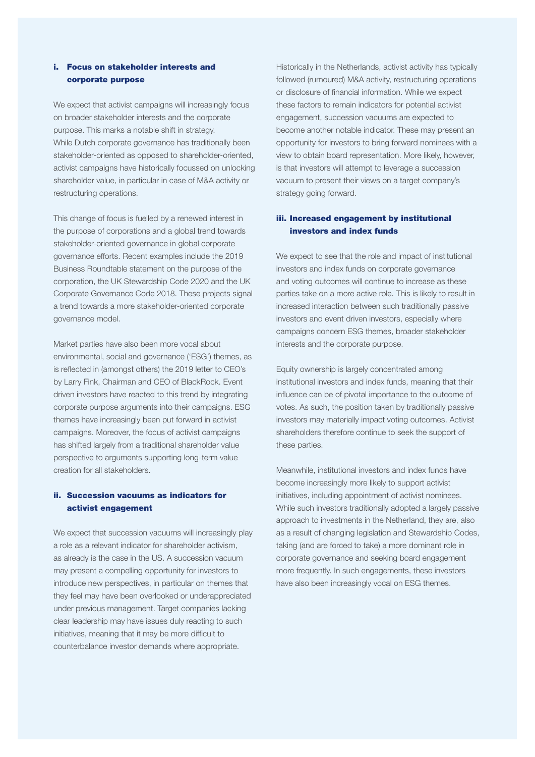### i. Focus on stakeholder interests and corporate purpose

We expect that activist campaigns will increasingly focus on broader stakeholder interests and the corporate purpose. This marks a notable shift in strategy. While Dutch corporate governance has traditionally been stakeholder-oriented as opposed to shareholder-oriented, activist campaigns have historically focussed on unlocking shareholder value, in particular in case of M&A activity or restructuring operations.

This change of focus is fuelled by a renewed interest in the purpose of corporations and a global trend towards stakeholder-oriented governance in global corporate governance efforts. Recent examples include the 2019 Business Roundtable statement on the purpose of the corporation, the UK Stewardship Code 2020 and the UK Corporate Governance Code 2018. These projects signal a trend towards a more stakeholder-oriented corporate governance model.

Market parties have also been more vocal about environmental, social and governance ('ESG') themes, as is reflected in (amongst others) the 2019 letter to CEO's by Larry Fink, Chairman and CEO of BlackRock. Event driven investors have reacted to this trend by integrating corporate purpose arguments into their campaigns. ESG themes have increasingly been put forward in activist campaigns. Moreover, the focus of activist campaigns has shifted largely from a traditional shareholder value perspective to arguments supporting long-term value creation for all stakeholders.

### ii. Succession vacuums as indicators for activist engagement

We expect that succession vacuums will increasingly play a role as a relevant indicator for shareholder activism, as already is the case in the US. A succession vacuum may present a compelling opportunity for investors to introduce new perspectives, in particular on themes that they feel may have been overlooked or underappreciated under previous management. Target companies lacking clear leadership may have issues duly reacting to such initiatives, meaning that it may be more difficult to counterbalance investor demands where appropriate.

Historically in the Netherlands, activist activity has typically followed (rumoured) M&A activity, restructuring operations or disclosure of financial information. While we expect these factors to remain indicators for potential activist engagement, succession vacuums are expected to become another notable indicator. These may present an opportunity for investors to bring forward nominees with a view to obtain board representation. More likely, however, is that investors will attempt to leverage a succession vacuum to present their views on a target company's strategy going forward.

### iii. Increased engagement by institutional investors and index funds

We expect to see that the role and impact of institutional investors and index funds on corporate governance and voting outcomes will continue to increase as these parties take on a more active role. This is likely to result in increased interaction between such traditionally passive investors and event driven investors, especially where campaigns concern ESG themes, broader stakeholder interests and the corporate purpose.

Equity ownership is largely concentrated among institutional investors and index funds, meaning that their influence can be of pivotal importance to the outcome of votes. As such, the position taken by traditionally passive investors may materially impact voting outcomes. Activist shareholders therefore continue to seek the support of these parties.

Meanwhile, institutional investors and index funds have become increasingly more likely to support activist initiatives, including appointment of activist nominees. While such investors traditionally adopted a largely passive approach to investments in the Netherland, they are, also as a result of changing legislation and Stewardship Codes, taking (and are forced to take) a more dominant role in corporate governance and seeking board engagement more frequently. In such engagements, these investors have also been increasingly vocal on ESG themes.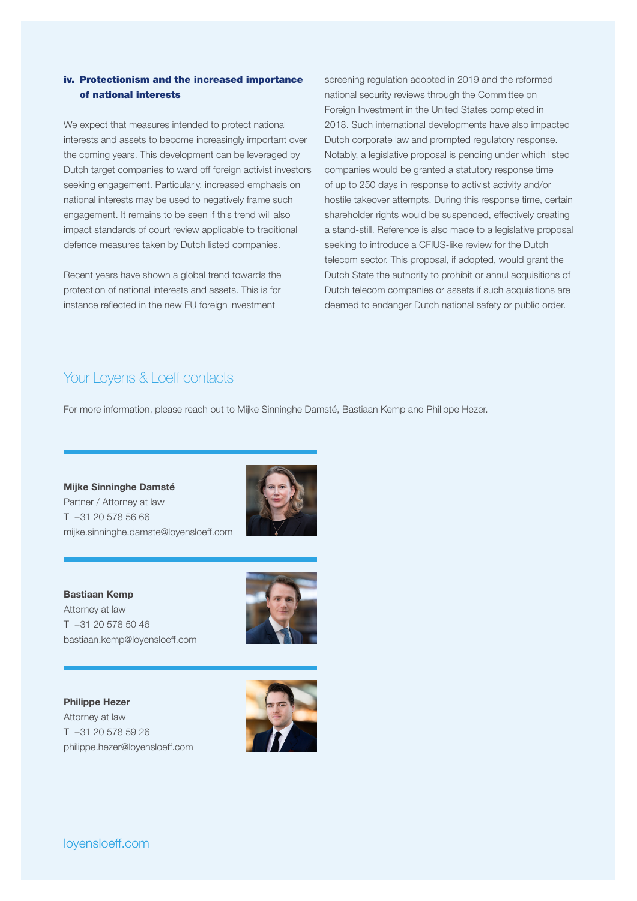### iv. Protectionism and the increased importance of national interests

We expect that measures intended to protect national interests and assets to become increasingly important over the coming years. This development can be leveraged by Dutch target companies to ward off foreign activist investors seeking engagement. Particularly, increased emphasis on national interests may be used to negatively frame such engagement. It remains to be seen if this trend will also impact standards of court review applicable to traditional defence measures taken by Dutch listed companies.

Recent years have shown a global trend towards the protection of national interests and assets. This is for instance reflected in the new EU foreign investment screening regulation adopted in 2019 and the reformed national security reviews through the Committee on Foreign Investment in the United States completed in 2018. Such international developments have also impacted Dutch corporate law and prompted regulatory response. Notably, a legislative proposal is pending under which listed companies would be granted a statutory response time of up to 250 days in response to activist activity and/or hostile takeover attempts. During this response time, certain shareholder rights would be suspended, effectively creating a stand-still. Reference is also made to a legislative proposal seeking to introduce a CFIUS-like review for the Dutch telecom sector. This proposal, if adopted, would grant the Dutch State the authority to prohibit or annul acquisitions of Dutch telecom companies or assets if such acquisitions are deemed to endanger Dutch national safety or public order.

## Your Loyens & Loeff contacts

For more information, please reach out to Mijke Sinninghe Damsté, Bastiaan Kemp and Philippe Hezer.

**Mijke Sinninghe Damsté**
Partner / Attorney at law
T +31 20 578 56 66
mijke.sinninghe.damste@loyensloeff.com

**Bastiaan Kemp**
Attorney at law
T +31 20 578 50 46
bastiaan.kemp@loyensloeff.com

**Philippe Hezer**
Attorney at law
T +31 20 578 59 26
philippe.hezer@loyensloeff.com

loyensloeff.com